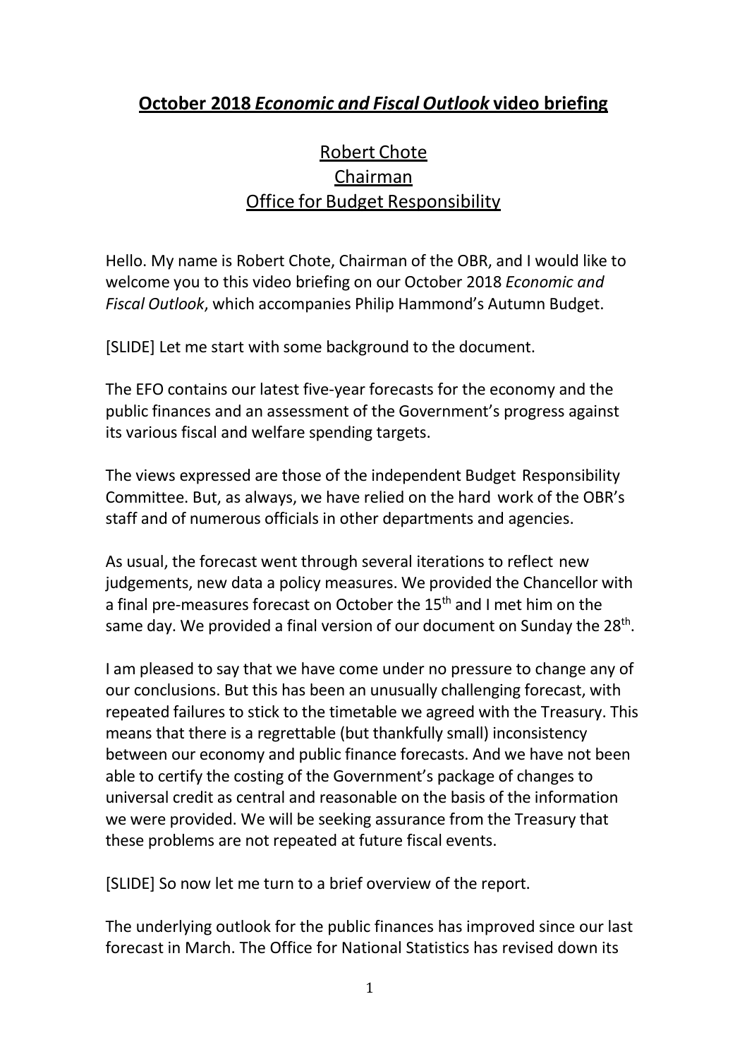# October 2018 *Economic and Fiscal Outlook* video briefing

## Robert Chote
## Chairman
## Office for Budget Responsibility

Hello. My name is Robert Chote, Chairman of the OBR, and I would like to welcome you to this video briefing on our October 2018 *Economic and Fiscal Outlook*, which accompanies Philip Hammond's Autumn Budget.

[SLIDE] Let me start with some background to the document.

The EFO contains our latest five-year forecasts for the economy and the public finances and an assessment of the Government's progress against its various fiscal and welfare spending targets.

The views expressed are those of the independent Budget Responsibility Committee. But, as always, we have relied on the hard work of the OBR's staff and of numerous officials in other departments and agencies.

As usual, the forecast went through several iterations to reflect new judgements, new data a policy measures. We provided the Chancellor with a final pre-measures forecast on October the 15th and I met him on the same day. We provided a final version of our document on Sunday the 28th.

I am pleased to say that we have come under no pressure to change any of our conclusions. But this has been an unusually challenging forecast, with repeated failures to stick to the timetable we agreed with the Treasury. This means that there is a regrettable (but thankfully small) inconsistency between our economy and public finance forecasts. And we have not been able to certify the costing of the Government's package of changes to universal credit as central and reasonable on the basis of the information we were provided. We will be seeking assurance from the Treasury that these problems are not repeated at future fiscal events.

[SLIDE] So now let me turn to a brief overview of the report.

The underlying outlook for the public finances has improved since our last forecast in March. The Office for National Statistics has revised down its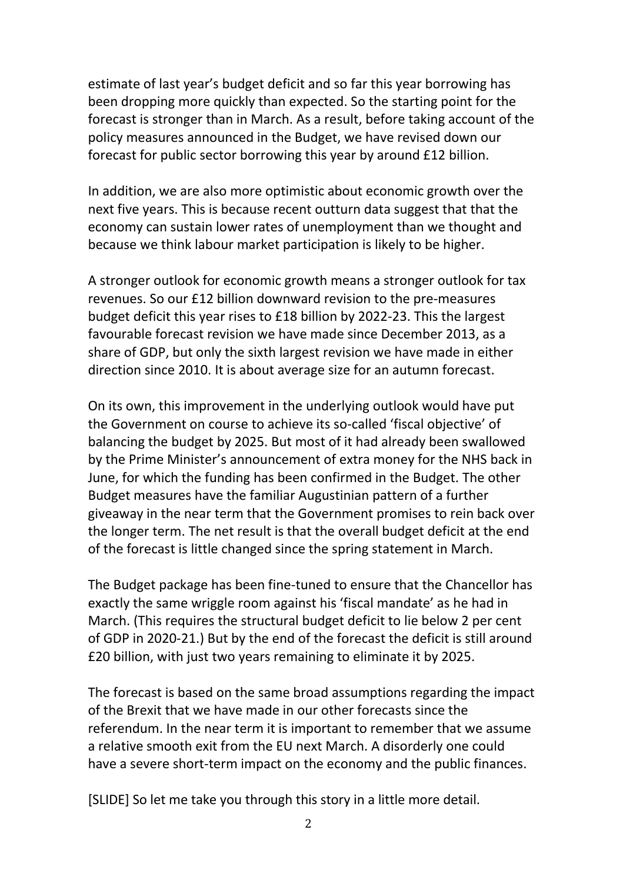estimate of last year's budget deficit and so far this year borrowing has been dropping more quickly than expected. So the starting point for the forecast is stronger than in March. As a result, before taking account of the policy measures announced in the Budget, we have revised down our forecast for public sector borrowing this year by around £12 billion.

In addition, we are also more optimistic about economic growth over the next five years. This is because recent outturn data suggest that that the economy can sustain lower rates of unemployment than we thought and because we think labour market participation is likely to be higher.

A stronger outlook for economic growth means a stronger outlook for tax revenues. So our £12 billion downward revision to the pre-measures budget deficit this year rises to £18 billion by 2022-23. This the largest favourable forecast revision we have made since December 2013, as a share of GDP, but only the sixth largest revision we have made in either direction since 2010. It is about average size for an autumn forecast.

On its own, this improvement in the underlying outlook would have put the Government on course to achieve its so-called 'fiscal objective' of balancing the budget by 2025. But most of it had already been swallowed by the Prime Minister's announcement of extra money for the NHS back in June, for which the funding has been confirmed in the Budget. The other Budget measures have the familiar Augustinian pattern of a further giveaway in the near term that the Government promises to rein back over the longer term. The net result is that the overall budget deficit at the end of the forecast is little changed since the spring statement in March.

The Budget package has been fine-tuned to ensure that the Chancellor has exactly the same wriggle room against his 'fiscal mandate' as he had in March. (This requires the structural budget deficit to lie below 2 per cent of GDP in 2020-21.) But by the end of the forecast the deficit is still around £20 billion, with just two years remaining to eliminate it by 2025.

The forecast is based on the same broad assumptions regarding the impact of the Brexit that we have made in our other forecasts since the referendum. In the near term it is important to remember that we assume a relative smooth exit from the EU next March. A disorderly one could have a severe short-term impact on the economy and the public finances.

[SLIDE] So let me take you through this story in a little more detail.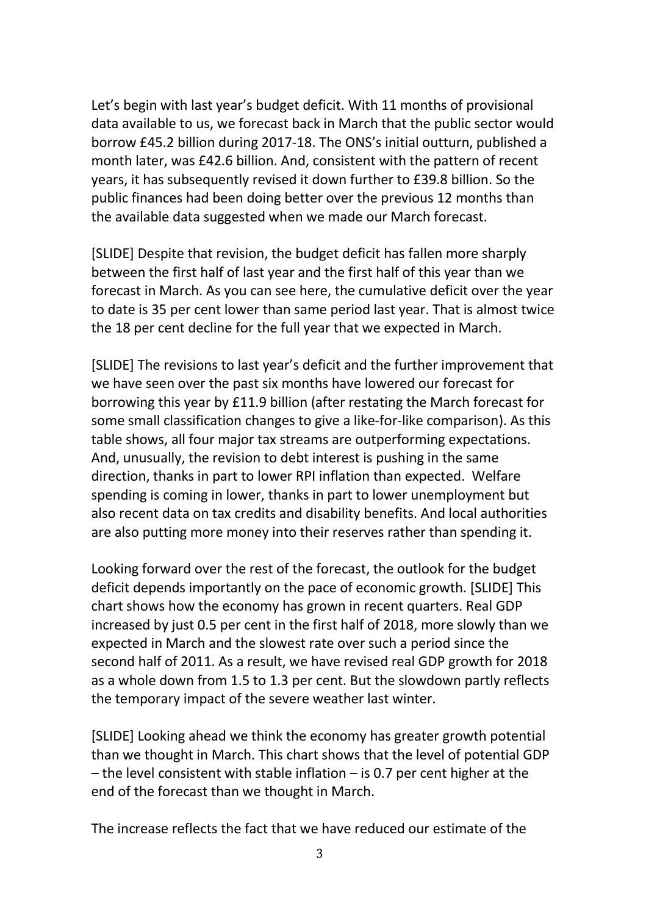Let's begin with last year's budget deficit. With 11 months of provisional data available to us, we forecast back in March that the public sector would borrow £45.2 billion during 2017-18. The ONS's initial outturn, published a month later, was £42.6 billion. And, consistent with the pattern of recent years, it has subsequently revised it down further to £39.8 billion. So the public finances had been doing better over the previous 12 months than the available data suggested when we made our March forecast.

[SLIDE] Despite that revision, the budget deficit has fallen more sharply between the first half of last year and the first half of this year than we forecast in March. As you can see here, the cumulative deficit over the year to date is 35 per cent lower than same period last year. That is almost twice the 18 per cent decline for the full year that we expected in March.

[SLIDE] The revisions to last year's deficit and the further improvement that we have seen over the past six months have lowered our forecast for borrowing this year by £11.9 billion (after restating the March forecast for some small classification changes to give a like-for-like comparison). As this table shows, all four major tax streams are outperforming expectations. And, unusually, the revision to debt interest is pushing in the same direction, thanks in part to lower RPI inflation than expected. Welfare spending is coming in lower, thanks in part to lower unemployment but also recent data on tax credits and disability benefits. And local authorities are also putting more money into their reserves rather than spending it.

Looking forward over the rest of the forecast, the outlook for the budget deficit depends importantly on the pace of economic growth. [SLIDE] This chart shows how the economy has grown in recent quarters. Real GDP increased by just 0.5 per cent in the first half of 2018, more slowly than we expected in March and the slowest rate over such a period since the second half of 2011. As a result, we have revised real GDP growth for 2018 as a whole down from 1.5 to 1.3 per cent. But the slowdown partly reflects the temporary impact of the severe weather last winter.

[SLIDE] Looking ahead we think the economy has greater growth potential than we thought in March. This chart shows that the level of potential GDP – the level consistent with stable inflation – is 0.7 per cent higher at the end of the forecast than we thought in March.

The increase reflects the fact that we have reduced our estimate of the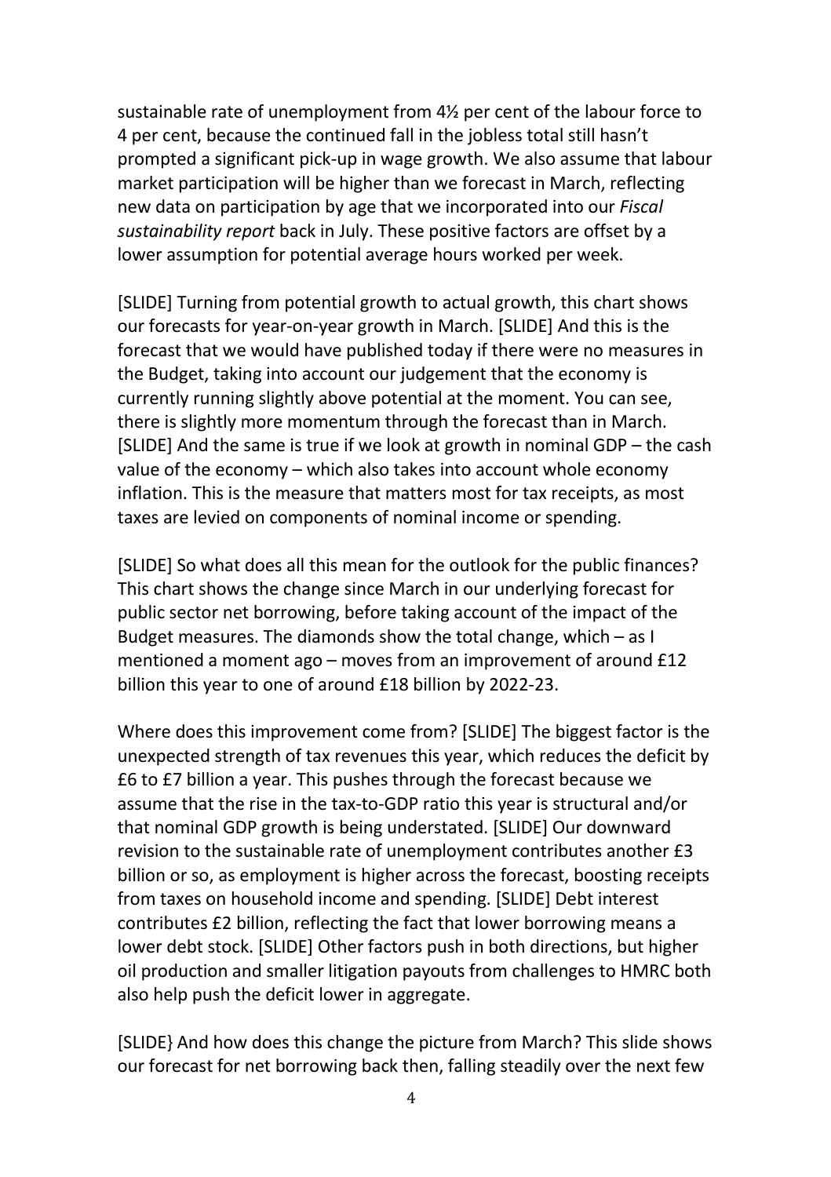sustainable rate of unemployment from 4½ per cent of the labour force to 4 per cent, because the continued fall in the jobless total still hasn't prompted a significant pick-up in wage growth. We also assume that labour market participation will be higher than we forecast in March, reflecting new data on participation by age that we incorporated into our *Fiscal sustainability report* back in July. These positive factors are offset by a lower assumption for potential average hours worked per week.

[SLIDE] Turning from potential growth to actual growth, this chart shows our forecasts for year-on-year growth in March. [SLIDE] And this is the forecast that we would have published today if there were no measures in the Budget, taking into account our judgement that the economy is currently running slightly above potential at the moment. You can see, there is slightly more momentum through the forecast than in March. [SLIDE] And the same is true if we look at growth in nominal GDP – the cash value of the economy – which also takes into account whole economy inflation. This is the measure that matters most for tax receipts, as most taxes are levied on components of nominal income or spending.

[SLIDE] So what does all this mean for the outlook for the public finances? This chart shows the change since March in our underlying forecast for public sector net borrowing, before taking account of the impact of the Budget measures. The diamonds show the total change, which – as I mentioned a moment ago – moves from an improvement of around £12 billion this year to one of around £18 billion by 2022-23.

Where does this improvement come from? [SLIDE] The biggest factor is the unexpected strength of tax revenues this year, which reduces the deficit by £6 to £7 billion a year. This pushes through the forecast because we assume that the rise in the tax-to-GDP ratio this year is structural and/or that nominal GDP growth is being understated. [SLIDE] Our downward revision to the sustainable rate of unemployment contributes another £3 billion or so, as employment is higher across the forecast, boosting receipts from taxes on household income and spending. [SLIDE] Debt interest contributes £2 billion, reflecting the fact that lower borrowing means a lower debt stock. [SLIDE] Other factors push in both directions, but higher oil production and smaller litigation payouts from challenges to HMRC both also help push the deficit lower in aggregate.

[SLIDE} And how does this change the picture from March? This slide shows our forecast for net borrowing back then, falling steadily over the next few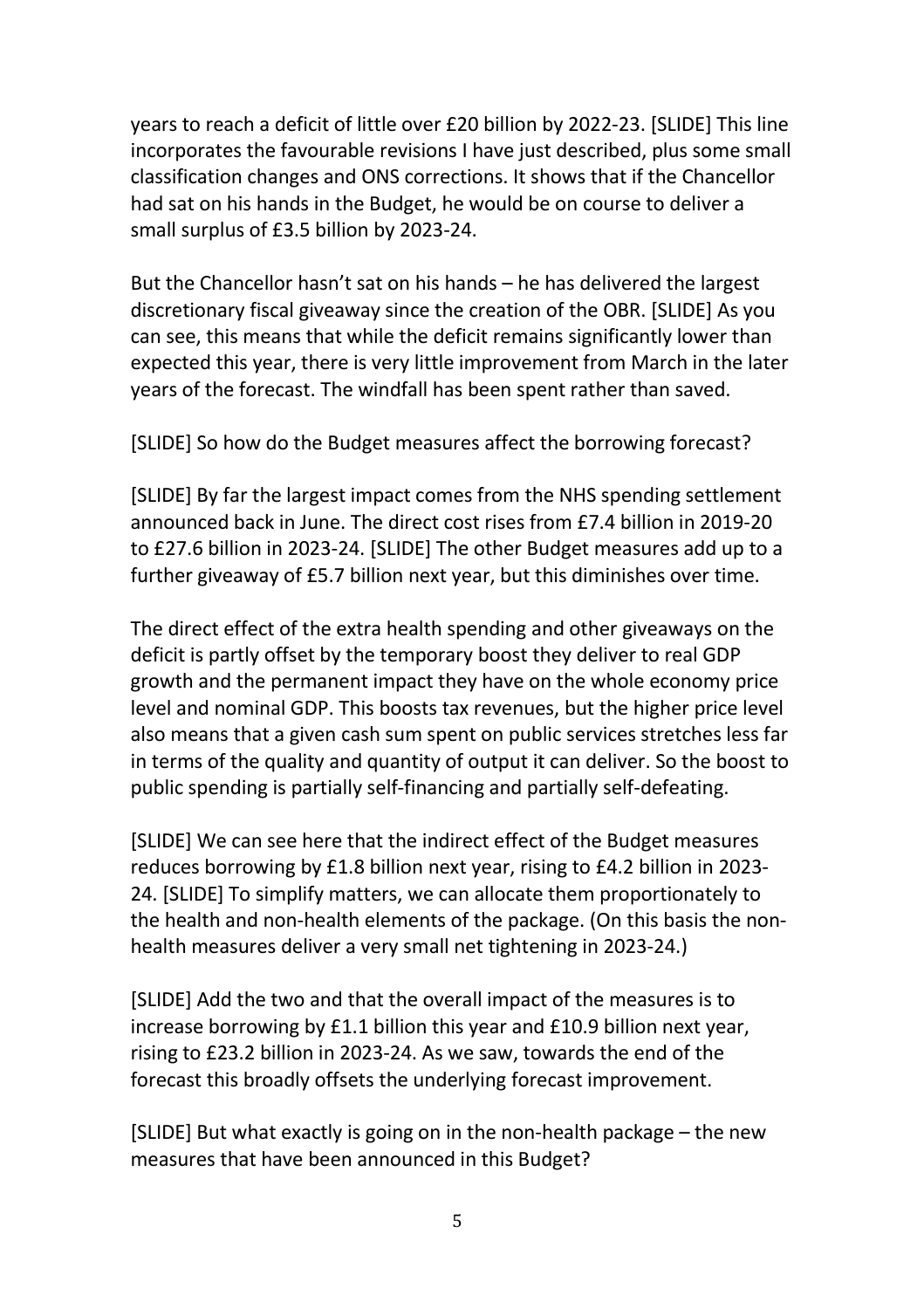years to reach a deficit of little over £20 billion by 2022-23. [SLIDE] This line incorporates the favourable revisions I have just described, plus some small classification changes and ONS corrections. It shows that if the Chancellor had sat on his hands in the Budget, he would be on course to deliver a small surplus of £3.5 billion by 2023-24.

But the Chancellor hasn't sat on his hands – he has delivered the largest discretionary fiscal giveaway since the creation of the OBR. [SLIDE] As you can see, this means that while the deficit remains significantly lower than expected this year, there is very little improvement from March in the later years of the forecast. The windfall has been spent rather than saved.

[SLIDE] So how do the Budget measures affect the borrowing forecast?

[SLIDE] By far the largest impact comes from the NHS spending settlement announced back in June. The direct cost rises from £7.4 billion in 2019-20 to £27.6 billion in 2023-24. [SLIDE] The other Budget measures add up to a further giveaway of £5.7 billion next year, but this diminishes over time.

The direct effect of the extra health spending and other giveaways on the deficit is partly offset by the temporary boost they deliver to real GDP growth and the permanent impact they have on the whole economy price level and nominal GDP. This boosts tax revenues, but the higher price level also means that a given cash sum spent on public services stretches less far in terms of the quality and quantity of output it can deliver. So the boost to public spending is partially self-financing and partially self-defeating.

[SLIDE] We can see here that the indirect effect of the Budget measures reduces borrowing by £1.8 billion next year, rising to £4.2 billion in 2023-24. [SLIDE] To simplify matters, we can allocate them proportionately to the health and non-health elements of the package. (On this basis the non-health measures deliver a very small net tightening in 2023-24.)

[SLIDE] Add the two and that the overall impact of the measures is to increase borrowing by £1.1 billion this year and £10.9 billion next year, rising to £23.2 billion in 2023-24. As we saw, towards the end of the forecast this broadly offsets the underlying forecast improvement.

[SLIDE] But what exactly is going on in the non-health package – the new measures that have been announced in this Budget?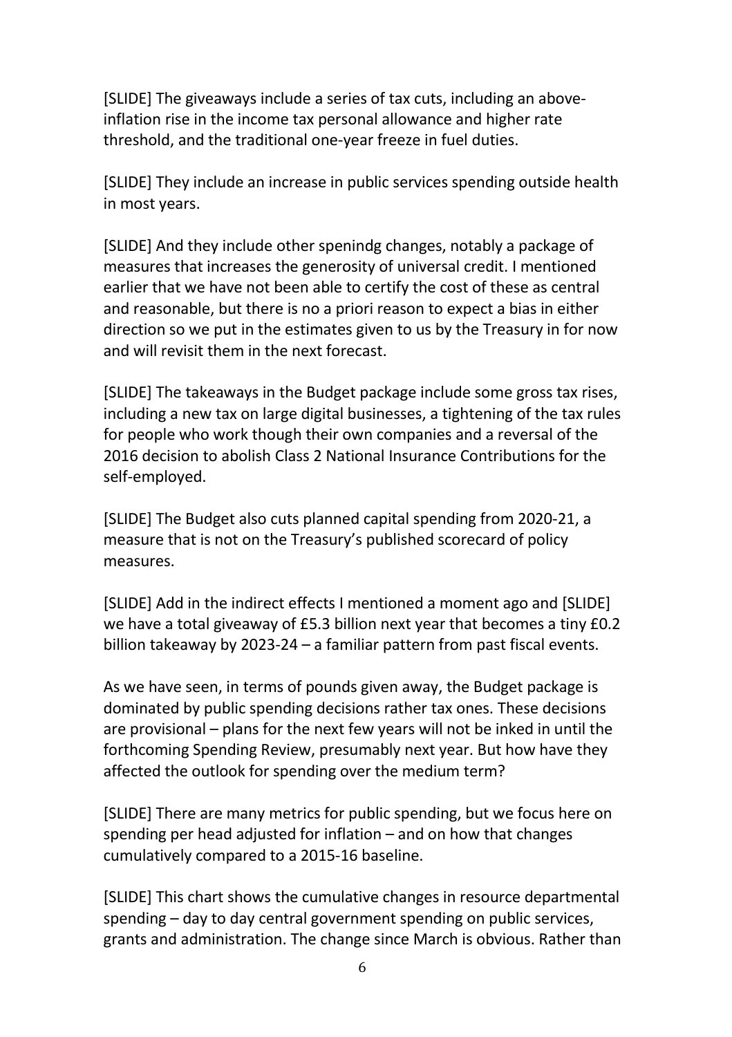[SLIDE] The giveaways include a series of tax cuts, including an above-inflation rise in the income tax personal allowance and higher rate threshold, and the traditional one-year freeze in fuel duties.

[SLIDE] They include an increase in public services spending outside health in most years.

[SLIDE] And they include other spenindg changes, notably a package of measures that increases the generosity of universal credit. I mentioned earlier that we have not been able to certify the cost of these as central and reasonable, but there is no a priori reason to expect a bias in either direction so we put in the estimates given to us by the Treasury in for now and will revisit them in the next forecast.

[SLIDE] The takeaways in the Budget package include some gross tax rises, including a new tax on large digital businesses, a tightening of the tax rules for people who work though their own companies and a reversal of the 2016 decision to abolish Class 2 National Insurance Contributions for the self-employed.

[SLIDE] The Budget also cuts planned capital spending from 2020-21, a measure that is not on the Treasury's published scorecard of policy measures.

[SLIDE] Add in the indirect effects I mentioned a moment ago and [SLIDE] we have a total giveaway of £5.3 billion next year that becomes a tiny £0.2 billion takeaway by 2023-24 – a familiar pattern from past fiscal events.

As we have seen, in terms of pounds given away, the Budget package is dominated by public spending decisions rather tax ones. These decisions are provisional – plans for the next few years will not be inked in until the forthcoming Spending Review, presumably next year. But how have they affected the outlook for spending over the medium term?

[SLIDE] There are many metrics for public spending, but we focus here on spending per head adjusted for inflation – and on how that changes cumulatively compared to a 2015-16 baseline.

[SLIDE] This chart shows the cumulative changes in resource departmental spending – day to day central government spending on public services, grants and administration. The change since March is obvious. Rather than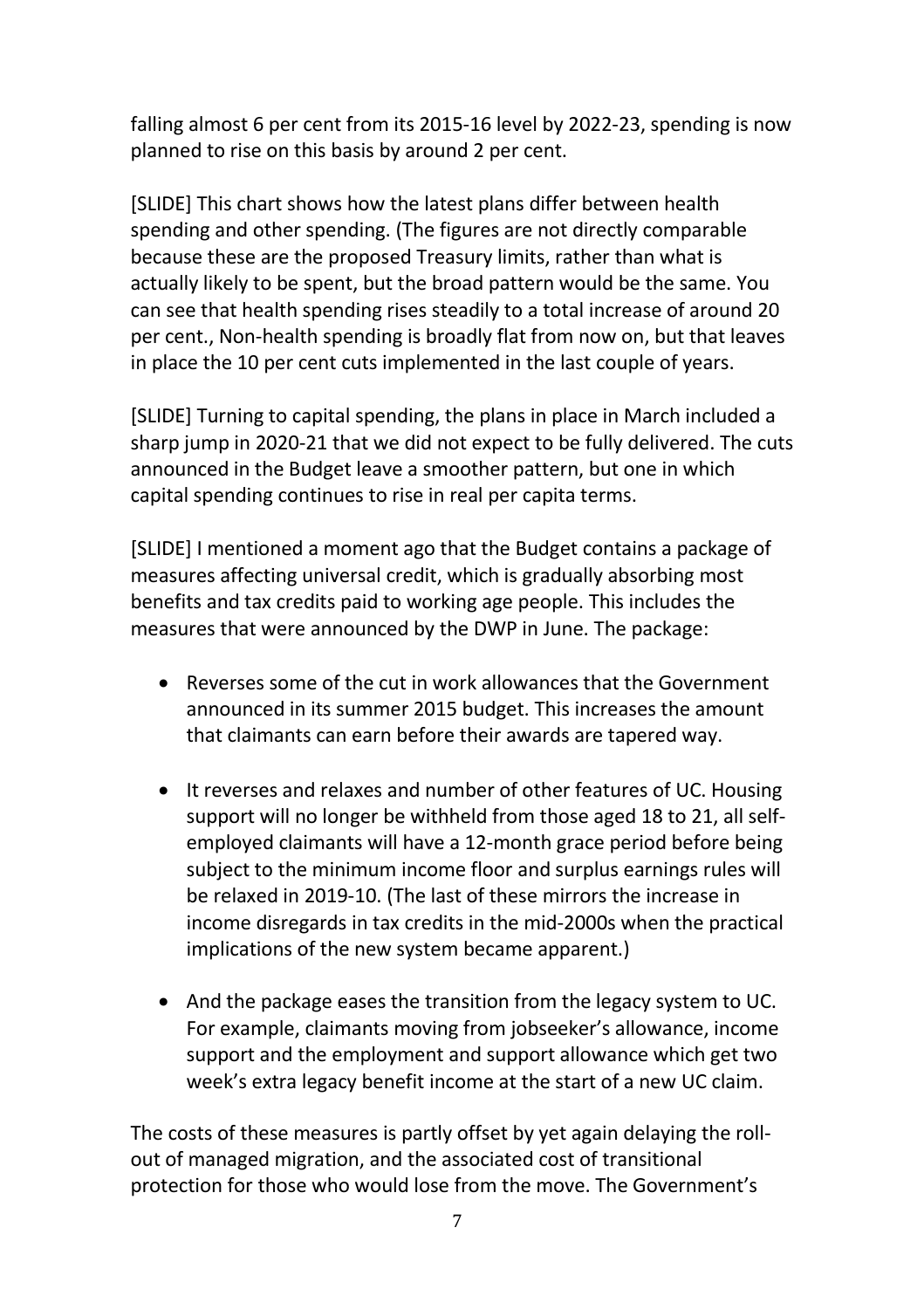falling almost 6 per cent from its 2015-16 level by 2022-23, spending is now planned to rise on this basis by around 2 per cent.

[SLIDE] This chart shows how the latest plans differ between health spending and other spending. (The figures are not directly comparable because these are the proposed Treasury limits, rather than what is actually likely to be spent, but the broad pattern would be the same. You can see that health spending rises steadily to a total increase of around 20 per cent., Non-health spending is broadly flat from now on, but that leaves in place the 10 per cent cuts implemented in the last couple of years.

[SLIDE] Turning to capital spending, the plans in place in March included a sharp jump in 2020-21 that we did not expect to be fully delivered. The cuts announced in the Budget leave a smoother pattern, but one in which capital spending continues to rise in real per capita terms.

[SLIDE] I mentioned a moment ago that the Budget contains a package of measures affecting universal credit, which is gradually absorbing most benefits and tax credits paid to working age people. This includes the measures that were announced by the DWP in June. The package:

- Reverses some of the cut in work allowances that the Government announced in its summer 2015 budget. This increases the amount that claimants can earn before their awards are tapered way.

- It reverses and relaxes and number of other features of UC. Housing support will no longer be withheld from those aged 18 to 21, all self-employed claimants will have a 12-month grace period before being subject to the minimum income floor and surplus earnings rules will be relaxed in 2019-10. (The last of these mirrors the increase in income disregards in tax credits in the mid-2000s when the practical implications of the new system became apparent.)

- And the package eases the transition from the legacy system to UC. For example, claimants moving from jobseeker's allowance, income support and the employment and support allowance which get two week's extra legacy benefit income at the start of a new UC claim.

The costs of these measures is partly offset by yet again delaying the roll-out of managed migration, and the associated cost of transitional protection for those who would lose from the move. The Government's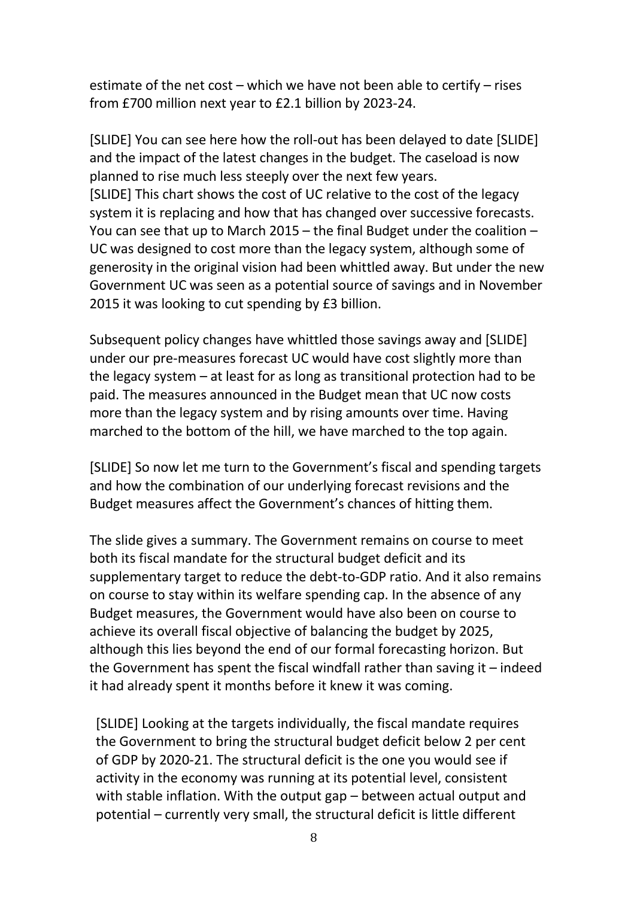estimate of the net cost – which we have not been able to certify – rises from £700 million next year to £2.1 billion by 2023-24.

[SLIDE] You can see here how the roll-out has been delayed to date [SLIDE] and the impact of the latest changes in the budget. The caseload is now planned to rise much less steeply over the next few years.
[SLIDE] This chart shows the cost of UC relative to the cost of the legacy system it is replacing and how that has changed over successive forecasts. You can see that up to March 2015 – the final Budget under the coalition – UC was designed to cost more than the legacy system, although some of generosity in the original vision had been whittled away. But under the new Government UC was seen as a potential source of savings and in November 2015 it was looking to cut spending by £3 billion.

Subsequent policy changes have whittled those savings away and [SLIDE] under our pre-measures forecast UC would have cost slightly more than the legacy system – at least for as long as transitional protection had to be paid. The measures announced in the Budget mean that UC now costs more than the legacy system and by rising amounts over time. Having marched to the bottom of the hill, we have marched to the top again.

[SLIDE] So now let me turn to the Government's fiscal and spending targets and how the combination of our underlying forecast revisions and the Budget measures affect the Government's chances of hitting them.

The slide gives a summary. The Government remains on course to meet both its fiscal mandate for the structural budget deficit and its supplementary target to reduce the debt-to-GDP ratio. And it also remains on course to stay within its welfare spending cap. In the absence of any Budget measures, the Government would have also been on course to achieve its overall fiscal objective of balancing the budget by 2025, although this lies beyond the end of our formal forecasting horizon. But the Government has spent the fiscal windfall rather than saving it – indeed it had already spent it months before it knew it was coming.

[SLIDE] Looking at the targets individually, the fiscal mandate requires the Government to bring the structural budget deficit below 2 per cent of GDP by 2020-21. The structural deficit is the one you would see if activity in the economy was running at its potential level, consistent with stable inflation. With the output gap – between actual output and potential – currently very small, the structural deficit is little different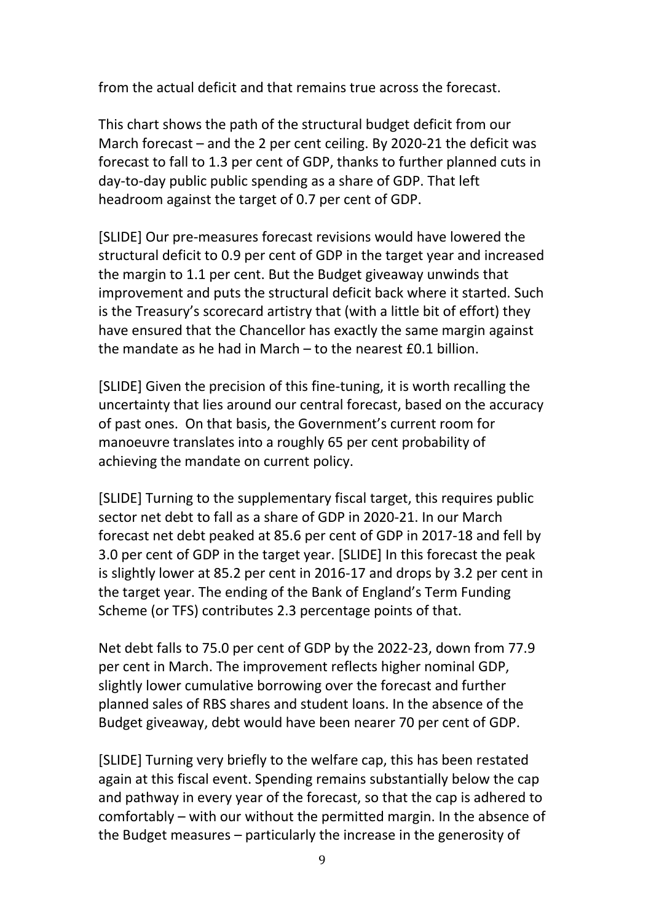from the actual deficit and that remains true across the forecast.

This chart shows the path of the structural budget deficit from our March forecast – and the 2 per cent ceiling. By 2020-21 the deficit was forecast to fall to 1.3 per cent of GDP, thanks to further planned cuts in day-to-day public public spending as a share of GDP. That left headroom against the target of 0.7 per cent of GDP.

[SLIDE] Our pre-measures forecast revisions would have lowered the structural deficit to 0.9 per cent of GDP in the target year and increased the margin to 1.1 per cent. But the Budget giveaway unwinds that improvement and puts the structural deficit back where it started. Such is the Treasury's scorecard artistry that (with a little bit of effort) they have ensured that the Chancellor has exactly the same margin against the mandate as he had in March – to the nearest £0.1 billion.

[SLIDE] Given the precision of this fine-tuning, it is worth recalling the uncertainty that lies around our central forecast, based on the accuracy of past ones. On that basis, the Government's current room for manoeuvre translates into a roughly 65 per cent probability of achieving the mandate on current policy.

[SLIDE] Turning to the supplementary fiscal target, this requires public sector net debt to fall as a share of GDP in 2020-21. In our March forecast net debt peaked at 85.6 per cent of GDP in 2017-18 and fell by 3.0 per cent of GDP in the target year. [SLIDE] In this forecast the peak is slightly lower at 85.2 per cent in 2016-17 and drops by 3.2 per cent in the target year. The ending of the Bank of England's Term Funding Scheme (or TFS) contributes 2.3 percentage points of that.

Net debt falls to 75.0 per cent of GDP by the 2022-23, down from 77.9 per cent in March. The improvement reflects higher nominal GDP, slightly lower cumulative borrowing over the forecast and further planned sales of RBS shares and student loans. In the absence of the Budget giveaway, debt would have been nearer 70 per cent of GDP.

[SLIDE] Turning very briefly to the welfare cap, this has been restated again at this fiscal event. Spending remains substantially below the cap and pathway in every year of the forecast, so that the cap is adhered to comfortably – with our without the permitted margin. In the absence of the Budget measures – particularly the increase in the generosity of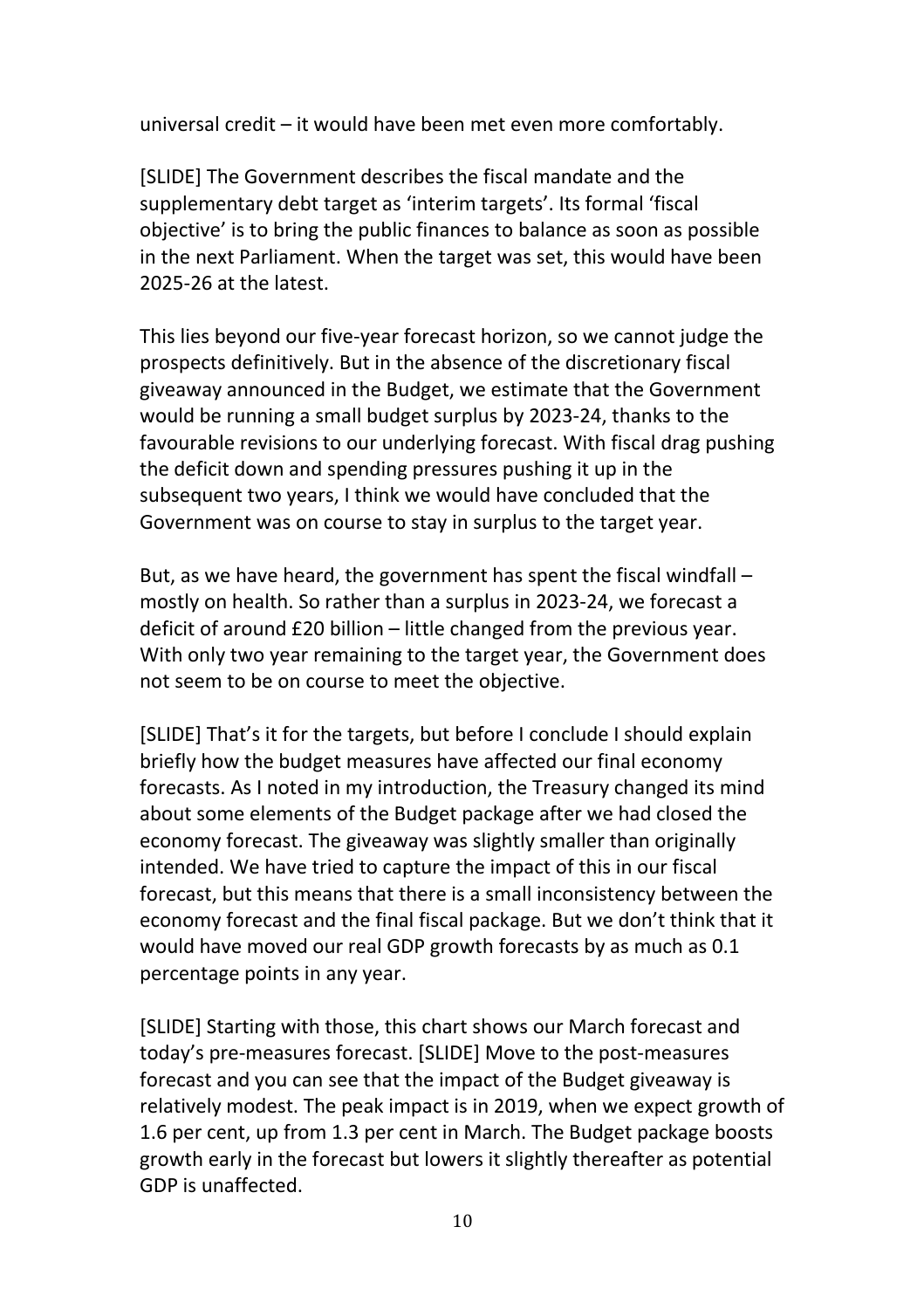universal credit – it would have been met even more comfortably.

[SLIDE] The Government describes the fiscal mandate and the supplementary debt target as 'interim targets'. Its formal 'fiscal objective' is to bring the public finances to balance as soon as possible in the next Parliament. When the target was set, this would have been 2025-26 at the latest.

This lies beyond our five-year forecast horizon, so we cannot judge the prospects definitively. But in the absence of the discretionary fiscal giveaway announced in the Budget, we estimate that the Government would be running a small budget surplus by 2023-24, thanks to the favourable revisions to our underlying forecast. With fiscal drag pushing the deficit down and spending pressures pushing it up in the subsequent two years, I think we would have concluded that the Government was on course to stay in surplus to the target year.

But, as we have heard, the government has spent the fiscal windfall – mostly on health. So rather than a surplus in 2023-24, we forecast a deficit of around £20 billion – little changed from the previous year. With only two year remaining to the target year, the Government does not seem to be on course to meet the objective.

[SLIDE] That's it for the targets, but before I conclude I should explain briefly how the budget measures have affected our final economy forecasts. As I noted in my introduction, the Treasury changed its mind about some elements of the Budget package after we had closed the economy forecast. The giveaway was slightly smaller than originally intended. We have tried to capture the impact of this in our fiscal forecast, but this means that there is a small inconsistency between the economy forecast and the final fiscal package. But we don't think that it would have moved our real GDP growth forecasts by as much as 0.1 percentage points in any year.

[SLIDE] Starting with those, this chart shows our March forecast and today's pre-measures forecast. [SLIDE] Move to the post-measures forecast and you can see that the impact of the Budget giveaway is relatively modest. The peak impact is in 2019, when we expect growth of 1.6 per cent, up from 1.3 per cent in March. The Budget package boosts growth early in the forecast but lowers it slightly thereafter as potential GDP is unaffected.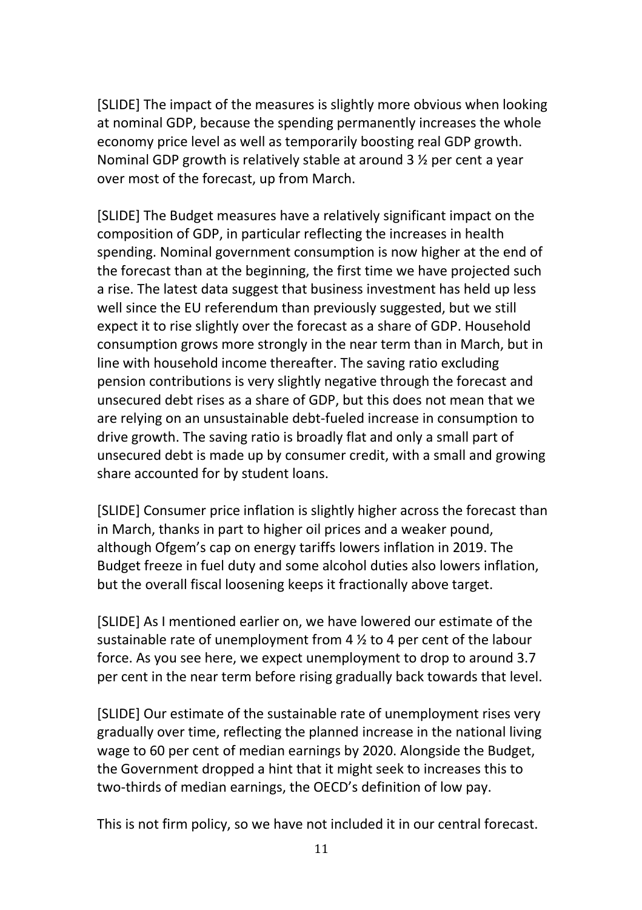[SLIDE] The impact of the measures is slightly more obvious when looking at nominal GDP, because the spending permanently increases the whole economy price level as well as temporarily boosting real GDP growth. Nominal GDP growth is relatively stable at around 3 ½ per cent a year over most of the forecast, up from March.

[SLIDE] The Budget measures have a relatively significant impact on the composition of GDP, in particular reflecting the increases in health spending. Nominal government consumption is now higher at the end of the forecast than at the beginning, the first time we have projected such a rise. The latest data suggest that business investment has held up less well since the EU referendum than previously suggested, but we still expect it to rise slightly over the forecast as a share of GDP. Household consumption grows more strongly in the near term than in March, but in line with household income thereafter. The saving ratio excluding pension contributions is very slightly negative through the forecast and unsecured debt rises as a share of GDP, but this does not mean that we are relying on an unsustainable debt-fueled increase in consumption to drive growth. The saving ratio is broadly flat and only a small part of unsecured debt is made up by consumer credit, with a small and growing share accounted for by student loans.

[SLIDE] Consumer price inflation is slightly higher across the forecast than in March, thanks in part to higher oil prices and a weaker pound, although Ofgem's cap on energy tariffs lowers inflation in 2019. The Budget freeze in fuel duty and some alcohol duties also lowers inflation, but the overall fiscal loosening keeps it fractionally above target.

[SLIDE] As I mentioned earlier on, we have lowered our estimate of the sustainable rate of unemployment from 4 ½ to 4 per cent of the labour force. As you see here, we expect unemployment to drop to around 3.7 per cent in the near term before rising gradually back towards that level.

[SLIDE] Our estimate of the sustainable rate of unemployment rises very gradually over time, reflecting the planned increase in the national living wage to 60 per cent of median earnings by 2020. Alongside the Budget, the Government dropped a hint that it might seek to increases this to two-thirds of median earnings, the OECD's definition of low pay.

This is not firm policy, so we have not included it in our central forecast.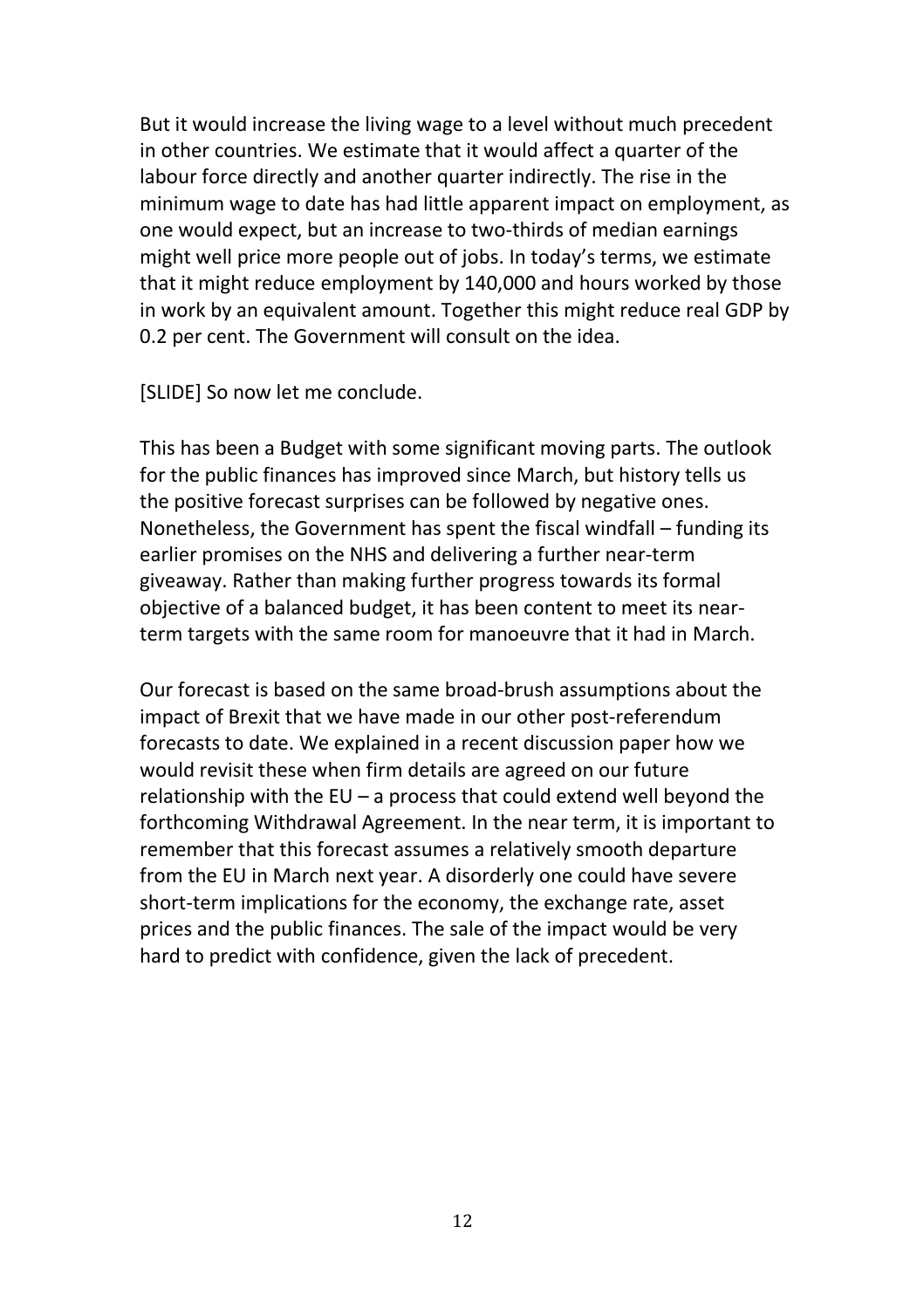But it would increase the living wage to a level without much precedent in other countries. We estimate that it would affect a quarter of the labour force directly and another quarter indirectly. The rise in the minimum wage to date has had little apparent impact on employment, as one would expect, but an increase to two-thirds of median earnings might well price more people out of jobs. In today's terms, we estimate that it might reduce employment by 140,000 and hours worked by those in work by an equivalent amount. Together this might reduce real GDP by 0.2 per cent. The Government will consult on the idea.

[SLIDE] So now let me conclude.

This has been a Budget with some significant moving parts. The outlook for the public finances has improved since March, but history tells us the positive forecast surprises can be followed by negative ones. Nonetheless, the Government has spent the fiscal windfall – funding its earlier promises on the NHS and delivering a further near-term giveaway. Rather than making further progress towards its formal objective of a balanced budget, it has been content to meet its near-term targets with the same room for manoeuvre that it had in March.

Our forecast is based on the same broad-brush assumptions about the impact of Brexit that we have made in our other post-referendum forecasts to date. We explained in a recent discussion paper how we would revisit these when firm details are agreed on our future relationship with the EU – a process that could extend well beyond the forthcoming Withdrawal Agreement. In the near term, it is important to remember that this forecast assumes a relatively smooth departure from the EU in March next year. A disorderly one could have severe short-term implications for the economy, the exchange rate, asset prices and the public finances. The sale of the impact would be very hard to predict with confidence, given the lack of precedent.